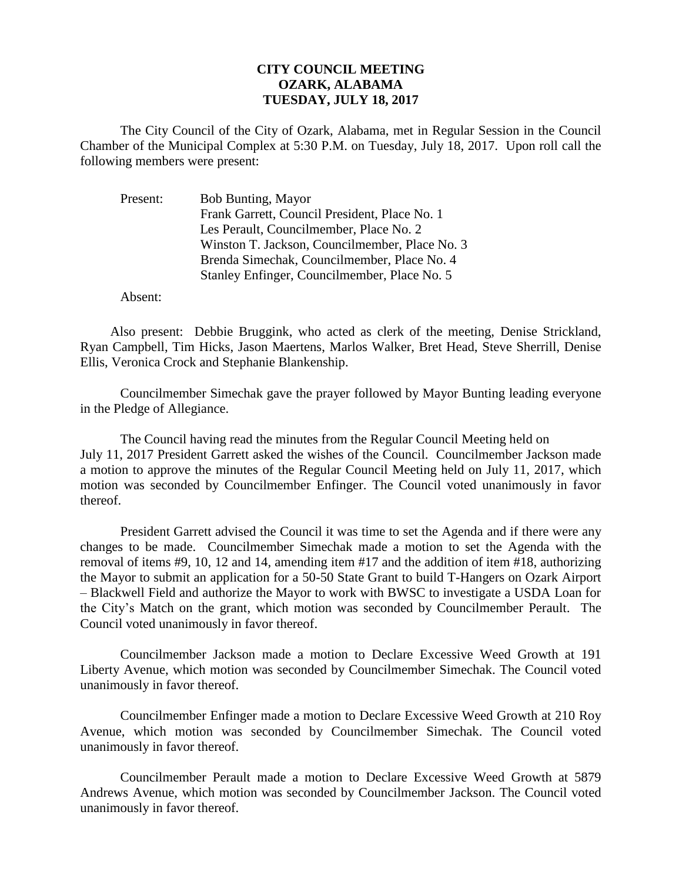# CITY COUNCIL MEETING
# OZARK, ALABAMA
# TUESDAY, JULY 18, 2017

The City Council of the City of Ozark, Alabama, met in Regular Session in the Council Chamber of the Municipal Complex at 5:30 P.M. on Tuesday, July 18, 2017. Upon roll call the following members were present:

Present:
Bob Bunting, Mayor
Frank Garrett, Council President, Place No. 1
Les Perault, Councilmember, Place No. 2
Winston T. Jackson, Councilmember, Place No. 3
Brenda Simechak, Councilmember, Place No. 4
Stanley Enfinger, Councilmember, Place No. 5

Absent:

Also present: Debbie Bruggink, who acted as clerk of the meeting, Denise Strickland, Ryan Campbell, Tim Hicks, Jason Maertens, Marlos Walker, Bret Head, Steve Sherrill, Denise Ellis, Veronica Crock and Stephanie Blankenship.

Councilmember Simechak gave the prayer followed by Mayor Bunting leading everyone in the Pledge of Allegiance.

The Council having read the minutes from the Regular Council Meeting held on July 11, 2017 President Garrett asked the wishes of the Council. Councilmember Jackson made a motion to approve the minutes of the Regular Council Meeting held on July 11, 2017, which motion was seconded by Councilmember Enfinger. The Council voted unanimously in favor thereof.

President Garrett advised the Council it was time to set the Agenda and if there were any changes to be made. Councilmember Simechak made a motion to set the Agenda with the removal of items #9, 10, 12 and 14, amending item #17 and the addition of item #18, authorizing the Mayor to submit an application for a 50-50 State Grant to build T-Hangers on Ozark Airport – Blackwell Field and authorize the Mayor to work with BWSC to investigate a USDA Loan for the City's Match on the grant, which motion was seconded by Councilmember Perault. The Council voted unanimously in favor thereof.

Councilmember Jackson made a motion to Declare Excessive Weed Growth at 191 Liberty Avenue, which motion was seconded by Councilmember Simechak. The Council voted unanimously in favor thereof.

Councilmember Enfinger made a motion to Declare Excessive Weed Growth at 210 Roy Avenue, which motion was seconded by Councilmember Simechak. The Council voted unanimously in favor thereof.

Councilmember Perault made a motion to Declare Excessive Weed Growth at 5879 Andrews Avenue, which motion was seconded by Councilmember Jackson. The Council voted unanimously in favor thereof.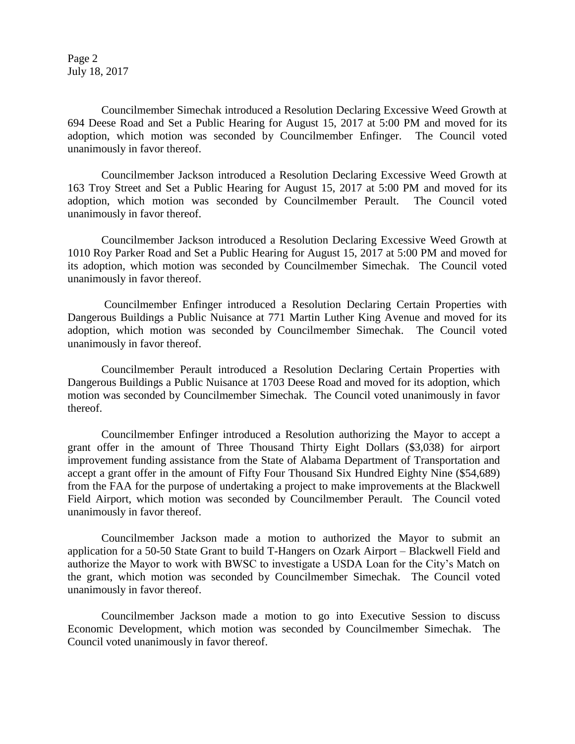Councilmember Simechak introduced a Resolution Declaring Excessive Weed Growth at 694 Deese Road and Set a Public Hearing for August 15, 2017 at 5:00 PM and moved for its adoption, which motion was seconded by Councilmember Enfinger. The Council voted unanimously in favor thereof.

Councilmember Jackson introduced a Resolution Declaring Excessive Weed Growth at 163 Troy Street and Set a Public Hearing for August 15, 2017 at 5:00 PM and moved for its adoption, which motion was seconded by Councilmember Perault. The Council voted unanimously in favor thereof.

Councilmember Jackson introduced a Resolution Declaring Excessive Weed Growth at 1010 Roy Parker Road and Set a Public Hearing for August 15, 2017 at 5:00 PM and moved for its adoption, which motion was seconded by Councilmember Simechak. The Council voted unanimously in favor thereof.

Councilmember Enfinger introduced a Resolution Declaring Certain Properties with Dangerous Buildings a Public Nuisance at 771 Martin Luther King Avenue and moved for its adoption, which motion was seconded by Councilmember Simechak. The Council voted unanimously in favor thereof.

Councilmember Perault introduced a Resolution Declaring Certain Properties with Dangerous Buildings a Public Nuisance at 1703 Deese Road and moved for its adoption, which motion was seconded by Councilmember Simechak. The Council voted unanimously in favor thereof.

Councilmember Enfinger introduced a Resolution authorizing the Mayor to accept a grant offer in the amount of Three Thousand Thirty Eight Dollars ($3,038) for airport improvement funding assistance from the State of Alabama Department of Transportation and accept a grant offer in the amount of Fifty Four Thousand Six Hundred Eighty Nine ($54,689) from the FAA for the purpose of undertaking a project to make improvements at the Blackwell Field Airport, which motion was seconded by Councilmember Perault. The Council voted unanimously in favor thereof.

Councilmember Jackson made a motion to authorized the Mayor to submit an application for a 50-50 State Grant to build T-Hangers on Ozark Airport – Blackwell Field and authorize the Mayor to work with BWSC to investigate a USDA Loan for the City's Match on the grant, which motion was seconded by Councilmember Simechak. The Council voted unanimously in favor thereof.

Councilmember Jackson made a motion to go into Executive Session to discuss Economic Development, which motion was seconded by Councilmember Simechak. The Council voted unanimously in favor thereof.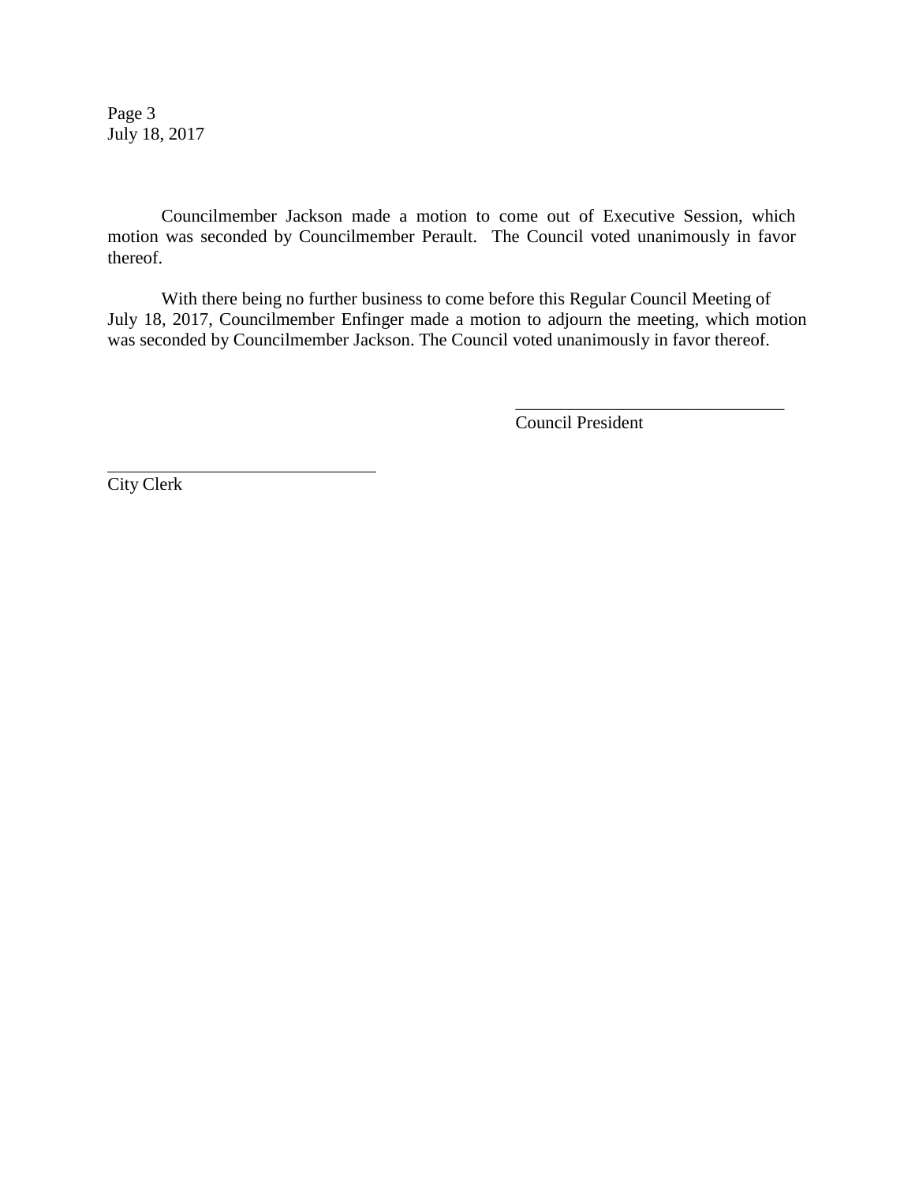Councilmember Jackson made a motion to come out of Executive Session, which motion was seconded by Councilmember Perault. The Council voted unanimously in favor thereof.

With there being no further business to come before this Regular Council Meeting of July 18, 2017, Councilmember Enfinger made a motion to adjourn the meeting, which motion was seconded by Councilmember Jackson. The Council voted unanimously in favor thereof.

______________________________
Council President

______________________________
City Clerk